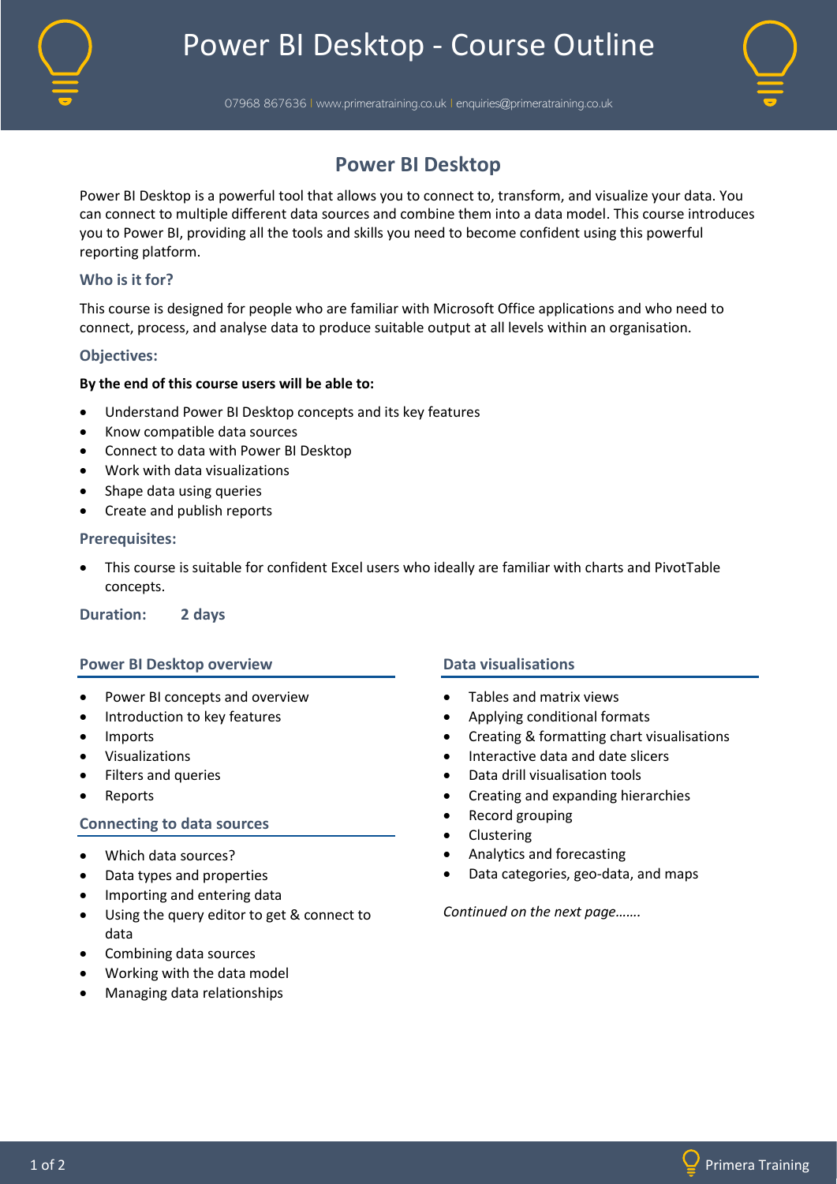# Power BI Desktop - Course Outline

07968 867636 | www.primeratraining.co.uk | enquiries@primeratraining.co.uk

## Power BI Desktop

Power BI Desktop is a powerful tool that allows you to connect to, transform, and visualize your data. You can connect to multiple different data sources and combine them into a data model. This course introduces you to Power BI, providing all the tools and skills you need to become confident using this powerful reporting platform.

### Who is it for?

This course is designed for people who are familiar with Microsoft Office applications and who need to connect, process, and analyse data to produce suitable output at all levels within an organisation.

### Objectives:

**By the end of this course users will be able to:**

- Understand Power BI Desktop concepts and its key features
- Know compatible data sources
- Connect to data with Power BI Desktop
- Work with data visualizations
- Shape data using queries
- Create and publish reports

### Prerequisites:

- This course is suitable for confident Excel users who ideally are familiar with charts and PivotTable concepts.

**Duration:** **2 days**

### Power BI Desktop overview

- Power BI concepts and overview
- Introduction to key features
- Imports
- Visualizations
- Filters and queries
- Reports

### Connecting to data sources

- Which data sources?
- Data types and properties
- Importing and entering data
- Using the query editor to get & connect to data
- Combining data sources
- Working with the data model
- Managing data relationships

### Data visualisations

- Tables and matrix views
- Applying conditional formats
- Creating & formatting chart visualisations
- Interactive data and date slicers
- Data drill visualisation tools
- Creating and expanding hierarchies
- Record grouping
- Clustering
- Analytics and forecasting
- Data categories, geo-data, and maps

*Continued on the next page…….*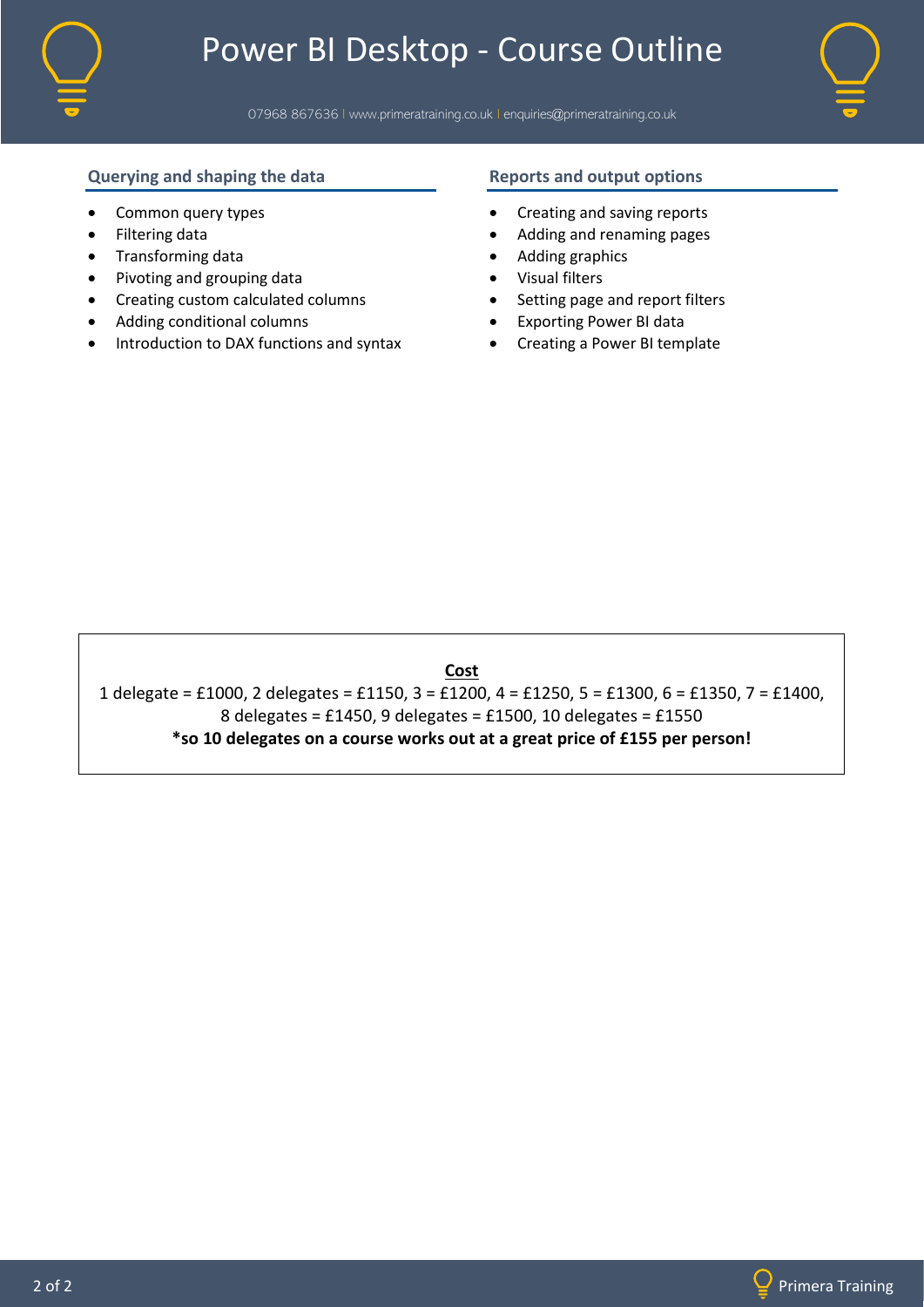# Power BI Desktop - Course Outline

07968 867636 | www.primeratraining.co.uk | enquiries@primeratraining.co.uk

## Querying and shaping the data

- Common query types
- Filtering data
- Transforming data
- Pivoting and grouping data
- Creating custom calculated columns
- Adding conditional columns
- Introduction to DAX functions and syntax

## Reports and output options

- Creating and saving reports
- Adding and renaming pages
- Adding graphics
- Visual filters
- Setting page and report filters
- Exporting Power BI data
- Creating a Power BI template

**Cost**

1 delegate = £1000, 2 delegates = £1150, 3 = £1200, 4 = £1250, 5 = £1300, 6 = £1350, 7 = £1400, 8 delegates = £1450, 9 delegates = £1500, 10 delegates = £1550

**\*so 10 delegates on a course works out at a great price of £155 per person!**